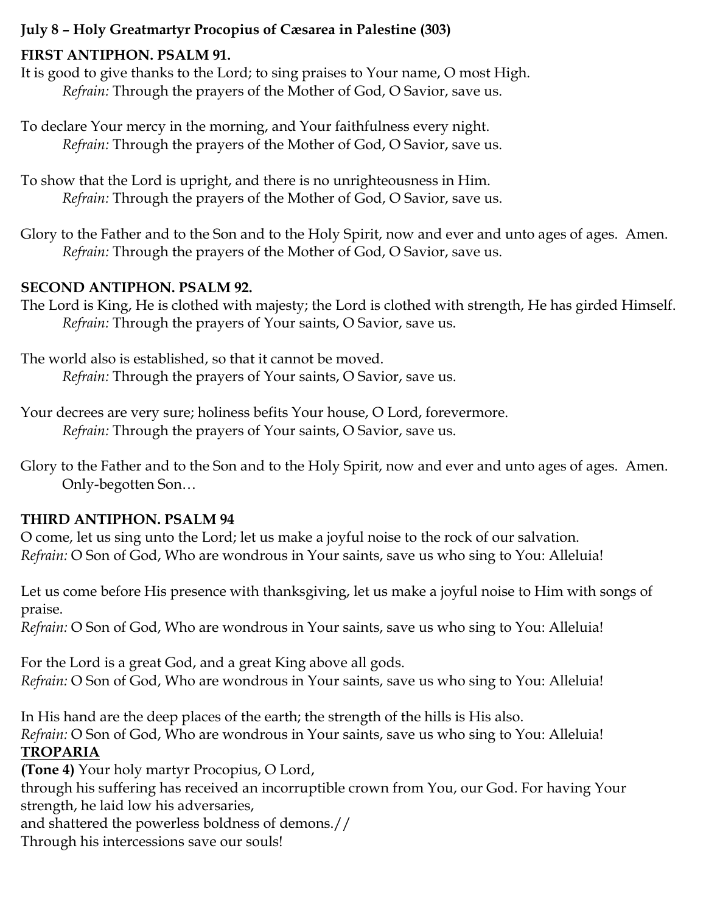**July 8 – Holy Greatmartyr Procopius of Cæsarea in Palestine (303)**

**FIRST ANTIPHON. PSALM 91.**

It is good to give thanks to the Lord; to sing praises to Your name, O most High.
*Refrain:* Through the prayers of the Mother of God, O Savior, save us.

To declare Your mercy in the morning, and Your faithfulness every night.
*Refrain:* Through the prayers of the Mother of God, O Savior, save us.

To show that the Lord is upright, and there is no unrighteousness in Him.
*Refrain:* Through the prayers of the Mother of God, O Savior, save us.

Glory to the Father and to the Son and to the Holy Spirit, now and ever and unto ages of ages. Amen.
*Refrain:* Through the prayers of the Mother of God, O Savior, save us.

**SECOND ANTIPHON. PSALM 92.**

The Lord is King, He is clothed with majesty; the Lord is clothed with strength, He has girded Himself.
*Refrain:* Through the prayers of Your saints, O Savior, save us.

The world also is established, so that it cannot be moved.
*Refrain:* Through the prayers of Your saints, O Savior, save us.

Your decrees are very sure; holiness befits Your house, O Lord, forevermore.
*Refrain:* Through the prayers of Your saints, O Savior, save us.

Glory to the Father and to the Son and to the Holy Spirit, now and ever and unto ages of ages. Amen.
Only-begotten Son…

**THIRD ANTIPHON. PSALM 94**

O come, let us sing unto the Lord; let us make a joyful noise to the rock of our salvation.
*Refrain:* O Son of God, Who are wondrous in Your saints, save us who sing to You: Alleluia!

Let us come before His presence with thanksgiving, let us make a joyful noise to Him with songs of praise.
*Refrain:* O Son of God, Who are wondrous in Your saints, save us who sing to You: Alleluia!

For the Lord is a great God, and a great King above all gods.
*Refrain:* O Son of God, Who are wondrous in Your saints, save us who sing to You: Alleluia!

In His hand are the deep places of the earth; the strength of the hills is His also.
*Refrain:* O Son of God, Who are wondrous in Your saints, save us who sing to You: Alleluia!

**TROPARIA**

**(Tone 4)** Your holy martyr Procopius, O Lord,
through his suffering has received an incorruptible crown from You, our God. For having Your strength, he laid low his adversaries,
and shattered the powerless boldness of demons.//
Through his intercessions save our souls!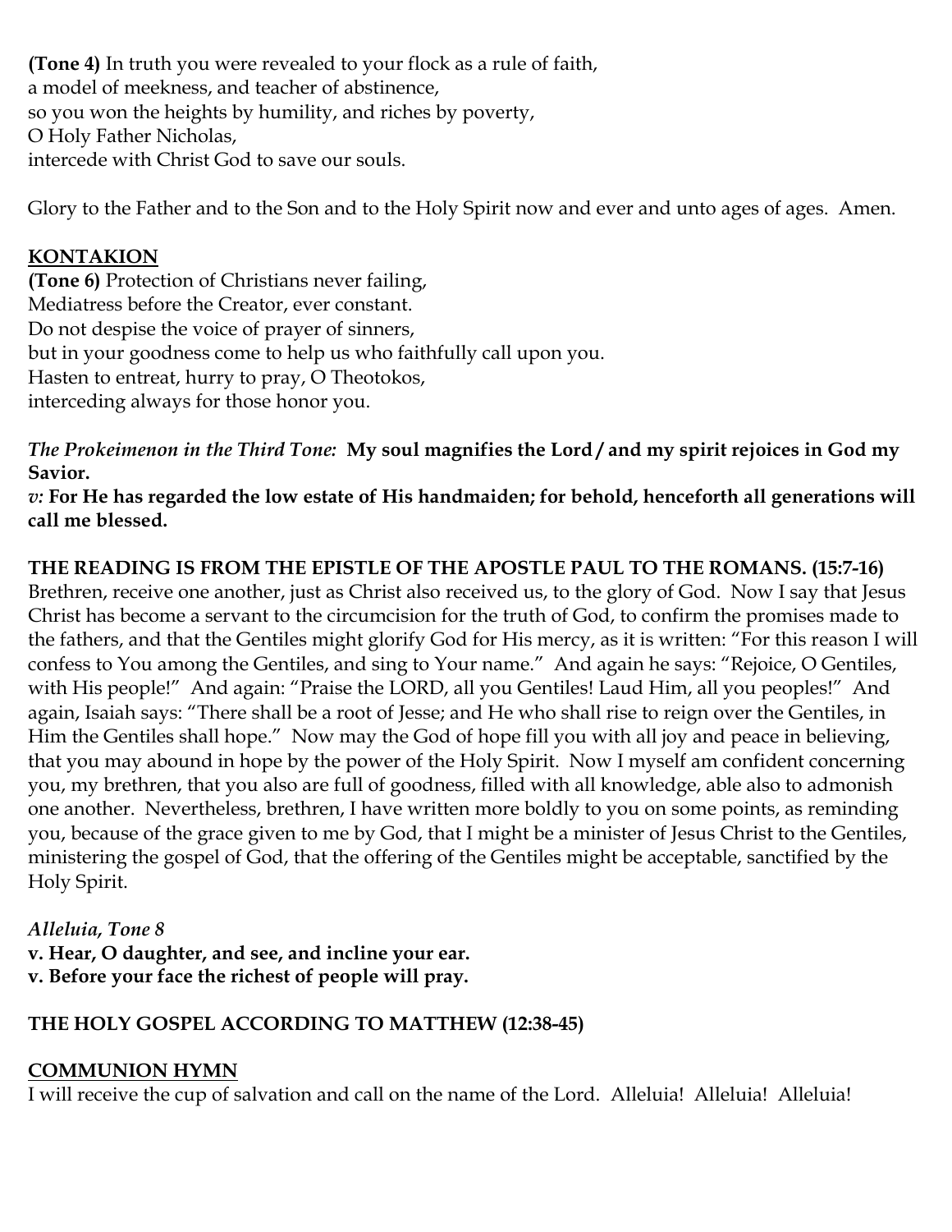**(Tone 4)** In truth you were revealed to your flock as a rule of faith,
a model of meekness, and teacher of abstinence,
so you won the heights by humility, and riches by poverty,
O Holy Father Nicholas,
intercede with Christ God to save our souls.

Glory to the Father and to the Son and to the Holy Spirit now and ever and unto ages of ages. Amen.

**KONTAKION**

**(Tone 6)** Protection of Christians never failing,
Mediatress before the Creator, ever constant.
Do not despise the voice of prayer of sinners,
but in your goodness come to help us who faithfully call upon you.
Hasten to entreat, hurry to pray, O Theotokos,
interceding always for those honor you.

*The Prokeimenon in the Third Tone:* **My soul magnifies the Lord / and my spirit rejoices in God my Savior.**
*v:* **For He has regarded the low estate of His handmaiden; for behold, henceforth all generations will call me blessed.**

**THE READING IS FROM THE EPISTLE OF THE APOSTLE PAUL TO THE ROMANS. (15:7-16)**
Brethren, receive one another, just as Christ also received us, to the glory of God. Now I say that Jesus Christ has become a servant to the circumcision for the truth of God, to confirm the promises made to the fathers, and that the Gentiles might glorify God for His mercy, as it is written: "For this reason I will confess to You among the Gentiles, and sing to Your name." And again he says: "Rejoice, O Gentiles, with His people!" And again: "Praise the LORD, all you Gentiles! Laud Him, all you peoples!" And again, Isaiah says: "There shall be a root of Jesse; and He who shall rise to reign over the Gentiles, in Him the Gentiles shall hope." Now may the God of hope fill you with all joy and peace in believing, that you may abound in hope by the power of the Holy Spirit. Now I myself am confident concerning you, my brethren, that you also are full of goodness, filled with all knowledge, able also to admonish one another. Nevertheless, brethren, I have written more boldly to you on some points, as reminding you, because of the grace given to me by God, that I might be a minister of Jesus Christ to the Gentiles, ministering the gospel of God, that the offering of the Gentiles might be acceptable, sanctified by the Holy Spirit.

***Alleluia, Tone 8***
**v. Hear, O daughter, and see, and incline your ear.**
**v. Before your face the richest of people will pray.**

**THE HOLY GOSPEL ACCORDING TO MATTHEW (12:38-45)**

**COMMUNION HYMN**

I will receive the cup of salvation and call on the name of the Lord. Alleluia! Alleluia! Alleluia!